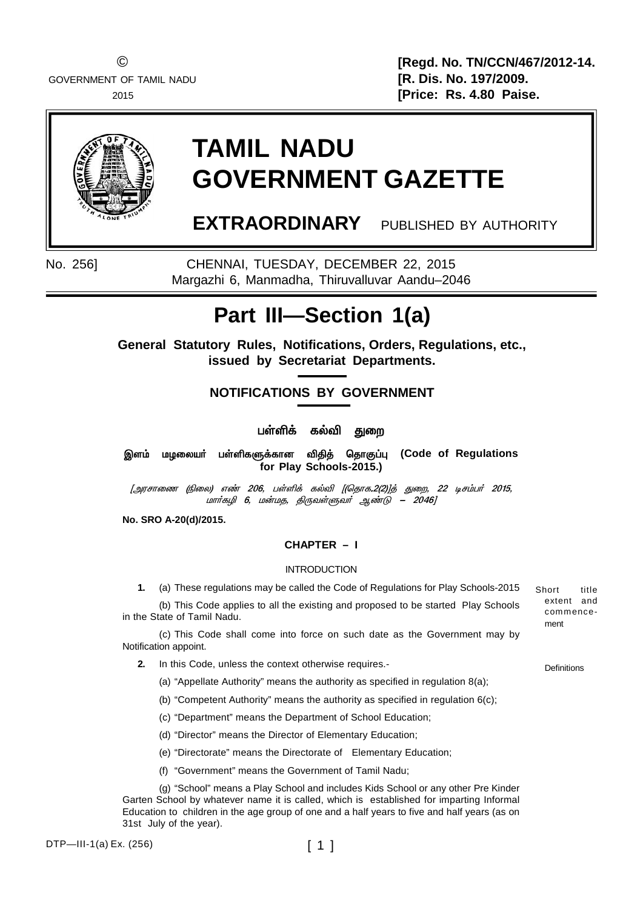©
GOVERNMENT OF TAMIL NADU
2015

**[Regd. No. TN/CCN/467/2012-14.**
**[R. Dis. No. 197/2009.**
**[Price: Rs. 4.80 Paise.**

# TAMIL NADU GOVERNMENT GAZETTE

**EXTRAORDINARY** PUBLISHED BY AUTHORITY

No. 256] CHENNAI, TUESDAY, DECEMBER 22, 2015
Margazhi 6, Manmadha, Thiruvalluvar Aandu–2046

## Part III—Section 1(a)

**General Statutory Rules, Notifications, Orders, Regulations, etc., issued by Secretariat Departments.**

### NOTIFICATIONS BY GOVERNMENT

**பள்ளிக் கல்வி துறை**

**இளம் மழலையர் பள்ளிகளுக்கான விதித் தொகுப்பு (Code of Regulations for Play Schools-2015.)**

*[அரசாணை (நிலை) எண் **206**, பள்ளிக் கல்வி [(தொக.2(2)]த் துறை, 22 டிசம்பர் **2015**, மார்கழி **6**, மன்மத, திருவள்ளுவர் ஆண்டு – **2046**]*

**No. SRO A-20(d)/2015.**

**CHAPTER – I**

INTRODUCTION

*Short title extent and commencement*

**1.** (a) These regulations may be called the Code of Regulations for Play Schools-2015

(b) This Code applies to all the existing and proposed to be started Play Schools in the State of Tamil Nadu.

(c) This Code shall come into force on such date as the Government may by Notification appoint.

*Definitions*

**2.** In this Code, unless the context otherwise requires.-

(a) "Appellate Authority" means the authority as specified in regulation 8(a);

(b) "Competent Authority" means the authority as specified in regulation 6(c);

(c) "Department" means the Department of School Education;

(d) "Director" means the Director of Elementary Education;

(e) "Directorate" means the Directorate of Elementary Education;

(f) "Government" means the Government of Tamil Nadu;

(g) "School" means a Play School and includes Kids School or any other Pre Kinder Garten School by whatever name it is called, which is established for imparting Informal Education to children in the age group of one and a half years to five and half years (as on 31st July of the year).

DTP—III-1(a) Ex. (256)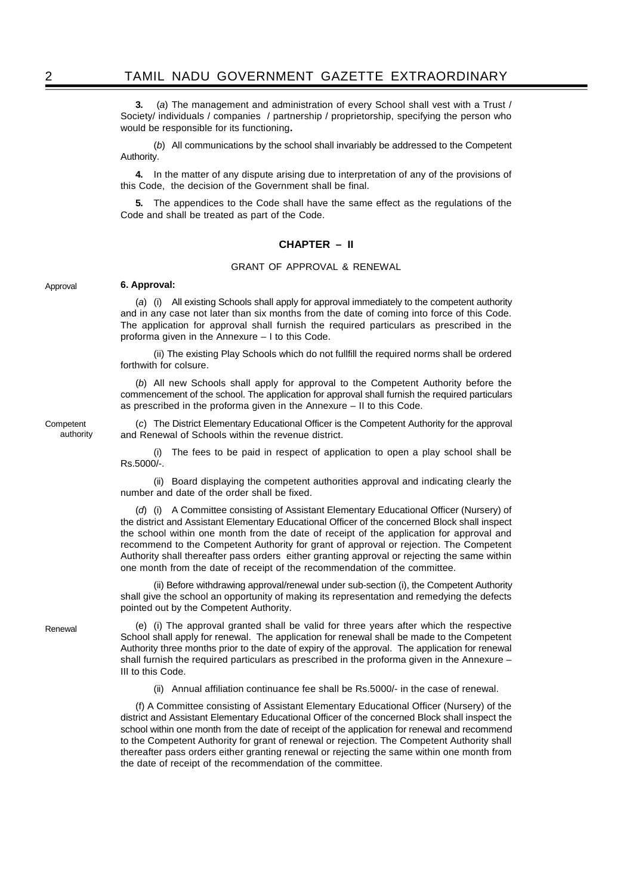**3.** (*a*) The management and administration of every School shall vest with a Trust / Society/ individuals / companies / partnership / proprietorship, specifying the person who would be responsible for its functioning**.**

(*b*) All communications by the school shall invariably be addressed to the Competent Authority.

**4.** In the matter of any dispute arising due to interpretation of any of the provisions of this Code, the decision of the Government shall be final.

**5.** The appendices to the Code shall have the same effect as the regulations of the Code and shall be treated as part of the Code.

## CHAPTER – II

### GRANT OF APPROVAL & RENEWAL

Approval

**6. Approval:**

(*a*) (i) All existing Schools shall apply for approval immediately to the competent authority and in any case not later than six months from the date of coming into force of this Code. The application for approval shall furnish the required particulars as prescribed in the proforma given in the Annexure – I to this Code.

(ii) The existing Play Schools which do not fullfill the required norms shall be ordered forthwith for colsure.

(*b*) All new Schools shall apply for approval to the Competent Authority before the commencement of the school. The application for approval shall furnish the required particulars as prescribed in the proforma given in the Annexure – II to this Code.

Competent authority

(*c*) The District Elementary Educational Officer is the Competent Authority for the approval and Renewal of Schools within the revenue district.

(i) The fees to be paid in respect of application to open a play school shall be Rs.5000/-.

(ii) Board displaying the competent authorities approval and indicating clearly the number and date of the order shall be fixed.

(*d*) (i) A Committee consisting of Assistant Elementary Educational Officer (Nursery) of the district and Assistant Elementary Educational Officer of the concerned Block shall inspect the school within one month from the date of receipt of the application for approval and recommend to the Competent Authority for grant of approval or rejection. The Competent Authority shall thereafter pass orders either granting approval or rejecting the same within one month from the date of receipt of the recommendation of the committee.

(ii) Before withdrawing approval/renewal under sub-section (i), the Competent Authority shall give the school an opportunity of making its representation and remedying the defects pointed out by the Competent Authority.

Renewal

(e) (i) The approval granted shall be valid for three years after which the respective School shall apply for renewal. The application for renewal shall be made to the Competent Authority three months prior to the date of expiry of the approval. The application for renewal shall furnish the required particulars as prescribed in the proforma given in the Annexure – III to this Code.

(ii) Annual affiliation continuance fee shall be Rs.5000/- in the case of renewal.

(f) A Committee consisting of Assistant Elementary Educational Officer (Nursery) of the district and Assistant Elementary Educational Officer of the concerned Block shall inspect the school within one month from the date of receipt of the application for renewal and recommend to the Competent Authority for grant of renewal or rejection. The Competent Authority shall thereafter pass orders either granting renewal or rejecting the same within one month from the date of receipt of the recommendation of the committee.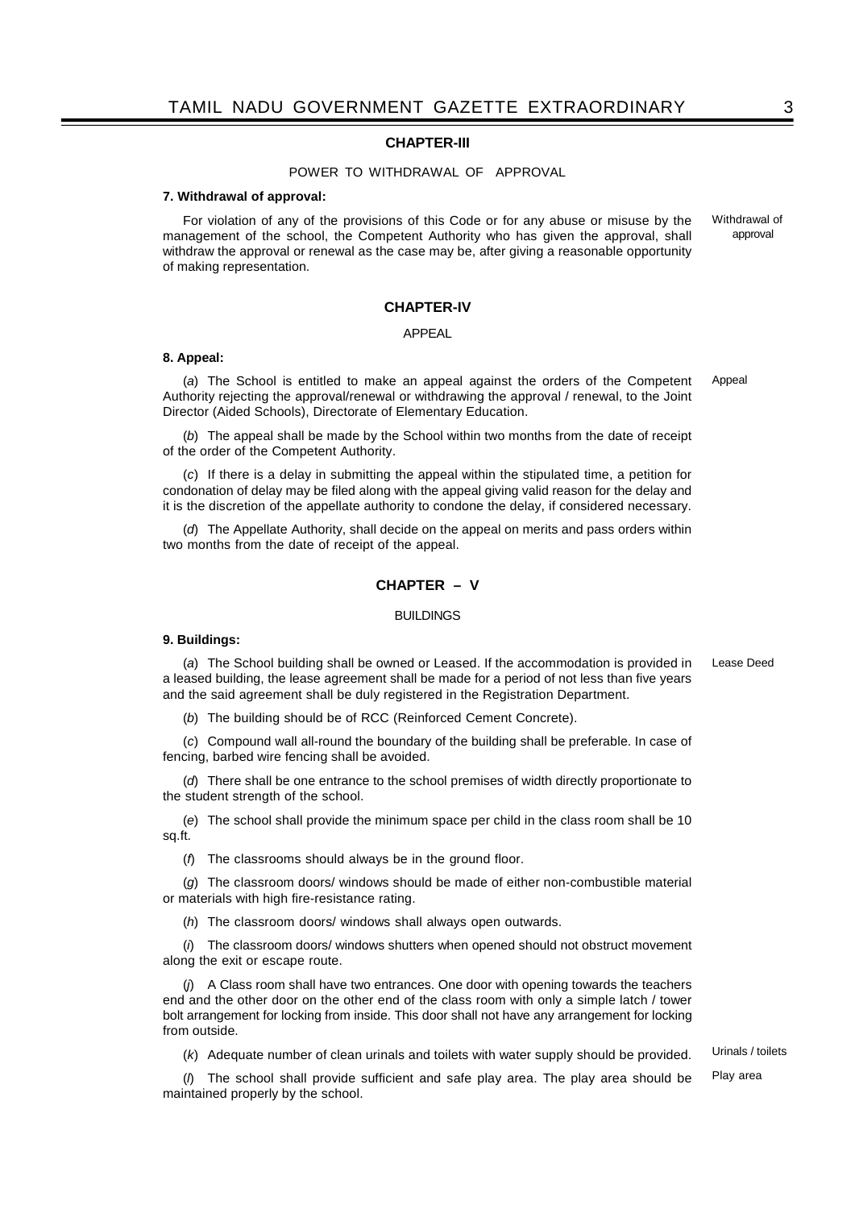## CHAPTER-III

POWER TO WITHDRAWAL OF APPROVAL

**7. Withdrawal of approval:**

Withdrawal of approval

For violation of any of the provisions of this Code or for any abuse or misuse by the management of the school, the Competent Authority who has given the approval, shall withdraw the approval or renewal as the case may be, after giving a reasonable opportunity of making representation.

## CHAPTER-IV

APPEAL

**8. Appeal:**

Appeal

(*a*) The School is entitled to make an appeal against the orders of the Competent Authority rejecting the approval/renewal or withdrawing the approval / renewal, to the Joint Director (Aided Schools), Directorate of Elementary Education.

(*b*) The appeal shall be made by the School within two months from the date of receipt of the order of the Competent Authority.

(*c*) If there is a delay in submitting the appeal within the stipulated time, a petition for condonation of delay may be filed along with the appeal giving valid reason for the delay and it is the discretion of the appellate authority to condone the delay, if considered necessary.

(*d*) The Appellate Authority, shall decide on the appeal on merits and pass orders within two months from the date of receipt of the appeal.

## CHAPTER – V

BUILDINGS

**9. Buildings:**

Lease Deed

(*a*) The School building shall be owned or Leased. If the accommodation is provided in a leased building, the lease agreement shall be made for a period of not less than five years and the said agreement shall be duly registered in the Registration Department.

(*b*) The building should be of RCC (Reinforced Cement Concrete).

(*c*) Compound wall all-round the boundary of the building shall be preferable. In case of fencing, barbed wire fencing shall be avoided.

(*d*) There shall be one entrance to the school premises of width directly proportionate to the student strength of the school.

(*e*) The school shall provide the minimum space per child in the class room shall be 10 sq.ft.

(*f*) The classrooms should always be in the ground floor.

(*g*) The classroom doors/ windows should be made of either non-combustible material or materials with high fire-resistance rating.

(*h*) The classroom doors/ windows shall always open outwards.

(*i*) The classroom doors/ windows shutters when opened should not obstruct movement along the exit or escape route.

(*j*) A Class room shall have two entrances. One door with opening towards the teachers end and the other door on the other end of the class room with only a simple latch / tower bolt arrangement for locking from inside. This door shall not have any arrangement for locking from outside.

Urinals / toilets

(*k*) Adequate number of clean urinals and toilets with water supply should be provided.

Play area

(*l*) The school shall provide sufficient and safe play area. The play area should be maintained properly by the school.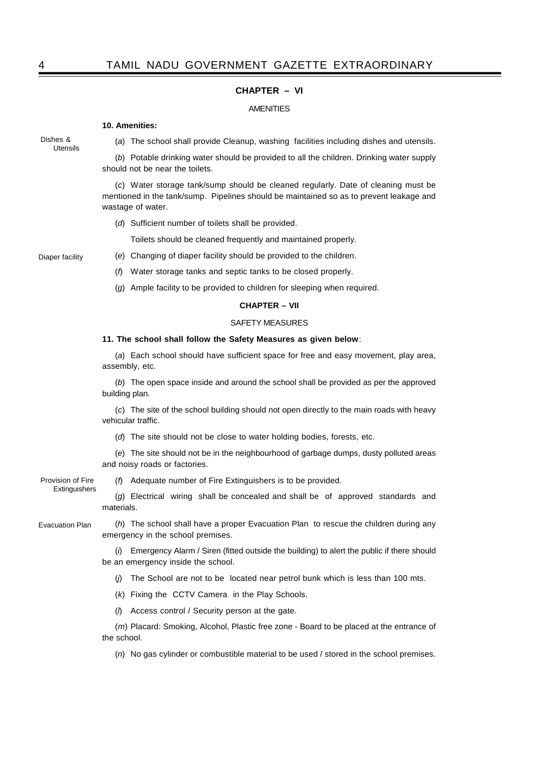## CHAPTER – VI

AMENITIES

**10. Amenities:**

Dishes & Utensils

(*a*) The school shall provide Cleanup, washing facilities including dishes and utensils.

(*b*) Potable drinking water should be provided to all the children. Drinking water supply should not be near the toilets.

(*c*) Water storage tank/sump should be cleaned regularly. Date of cleaning must be mentioned in the tank/sump. Pipelines should be maintained so as to prevent leakage and wastage of water.

(*d*) Sufficient number of toilets shall be provided.

Toilets should be cleaned frequently and maintained properly.

Diaper facility

(*e*) Changing of diaper facility should be provided to the children.

(*f*) Water storage tanks and septic tanks to be closed properly.

(*g*) Ample facility to be provided to children for sleeping when required.

## CHAPTER – VII

SAFETY MEASURES

**11. The school shall follow the Safety Measures as given below**:

(*a*) Each school should have sufficient space for free and easy movement, play area, assembly, etc.

(*b*) The open space inside and around the school shall be provided as per the approved building plan.

(*c*) The site of the school building should not open directly to the main roads with heavy vehicular traffic.

(*d*) The site should not be close to water holding bodies, forests, etc.

(*e*) The site should not be in the neighbourhood of garbage dumps, dusty polluted areas and noisy roads or factories.

Provision of Fire Extinguishers

(*f*) Adequate number of Fire Extinguishers is to be provided.

(*g*) Electrical wiring shall be concealed and shall be of approved standards and materials.

Evacuation Plan

(*h*) The school shall have a proper Evacuation Plan to rescue the children during any emergency in the school premises.

(*i*) Emergency Alarm / Siren (fitted outside the building) to alert the public if there should be an emergency inside the school.

(*j*) The School are not to be located near petrol bunk which is less than 100 mts.

(*k*) Fixing the CCTV Camera in the Play Schools.

(*l*) Access control / Security person at the gate.

(*m*) Placard: Smoking, Alcohol, Plastic free zone - Board to be placed at the entrance of the school.

(*n*) No gas cylinder or combustible material to be used / stored in the school premises.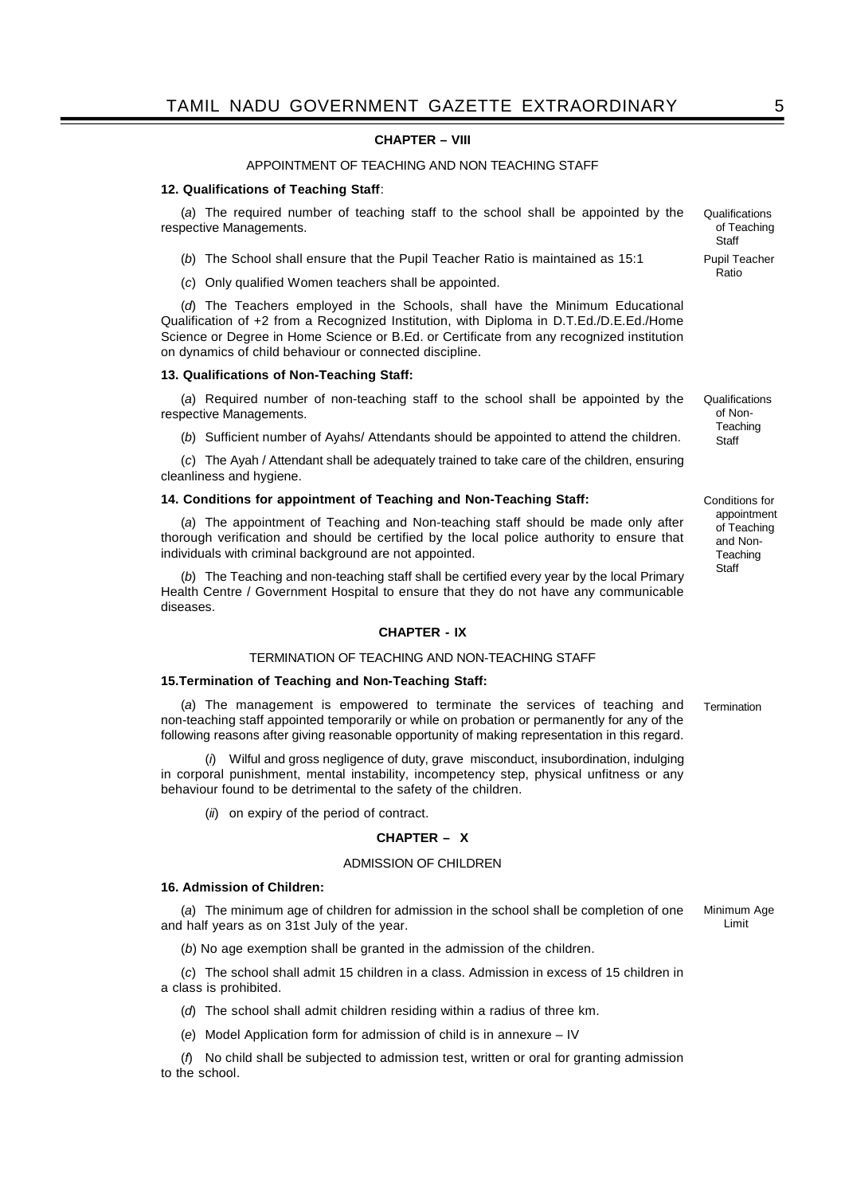## CHAPTER – VIII

APPOINTMENT OF TEACHING AND NON TEACHING STAFF

**12. Qualifications of Teaching Staff**:

*Qualifications of Teaching Staff*

(*a*) The required number of teaching staff to the school shall be appointed by the respective Managements.

*Pupil Teacher Ratio*

(*b*) The School shall ensure that the Pupil Teacher Ratio is maintained as 15:1

(*c*) Only qualified Women teachers shall be appointed.

(*d*) The Teachers employed in the Schools, shall have the Minimum Educational Qualification of +2 from a Recognized Institution, with Diploma in D.T.Ed./D.E.Ed./Home Science or Degree in Home Science or B.Ed. or Certificate from any recognized institution on dynamics of child behaviour or connected discipline.

**13. Qualifications of Non-Teaching Staff:**

*Qualifications of Non-Teaching Staff*

(*a*) Required number of non-teaching staff to the school shall be appointed by the respective Managements.

(*b*) Sufficient number of Ayahs/ Attendants should be appointed to attend the children.

(*c*) The Ayah / Attendant shall be adequately trained to take care of the children, ensuring cleanliness and hygiene.

**14. Conditions for appointment of Teaching and Non-Teaching Staff:**

*Conditions for appointment of Teaching and Non-Teaching Staff*

(*a*) The appointment of Teaching and Non-teaching staff should be made only after thorough verification and should be certified by the local police authority to ensure that individuals with criminal background are not appointed.

(*b*) The Teaching and non-teaching staff shall be certified every year by the local Primary Health Centre / Government Hospital to ensure that they do not have any communicable diseases.

## CHAPTER - IX

TERMINATION OF TEACHING AND NON-TEACHING STAFF

**15.Termination of Teaching and Non-Teaching Staff:**

*Termination*

(*a*) The management is empowered to terminate the services of teaching and non-teaching staff appointed temporarily or while on probation or permanently for any of the following reasons after giving reasonable opportunity of making representation in this regard.

(*i*) Wilful and gross negligence of duty, grave misconduct, insubordination, indulging in corporal punishment, mental instability, incompetency step, physical unfitness or any behaviour found to be detrimental to the safety of the children.

(*ii*) on expiry of the period of contract.

## CHAPTER – X

ADMISSION OF CHILDREN

**16. Admission of Children:**

*Minimum Age Limit*

(*a*) The minimum age of children for admission in the school shall be completion of one and half years as on 31st July of the year.

(*b*) No age exemption shall be granted in the admission of the children.

(*c*) The school shall admit 15 children in a class. Admission in excess of 15 children in a class is prohibited.

(*d*) The school shall admit children residing within a radius of three km.

(*e*) Model Application form for admission of child is in annexure – IV

(*f*) No child shall be subjected to admission test, written or oral for granting admission to the school.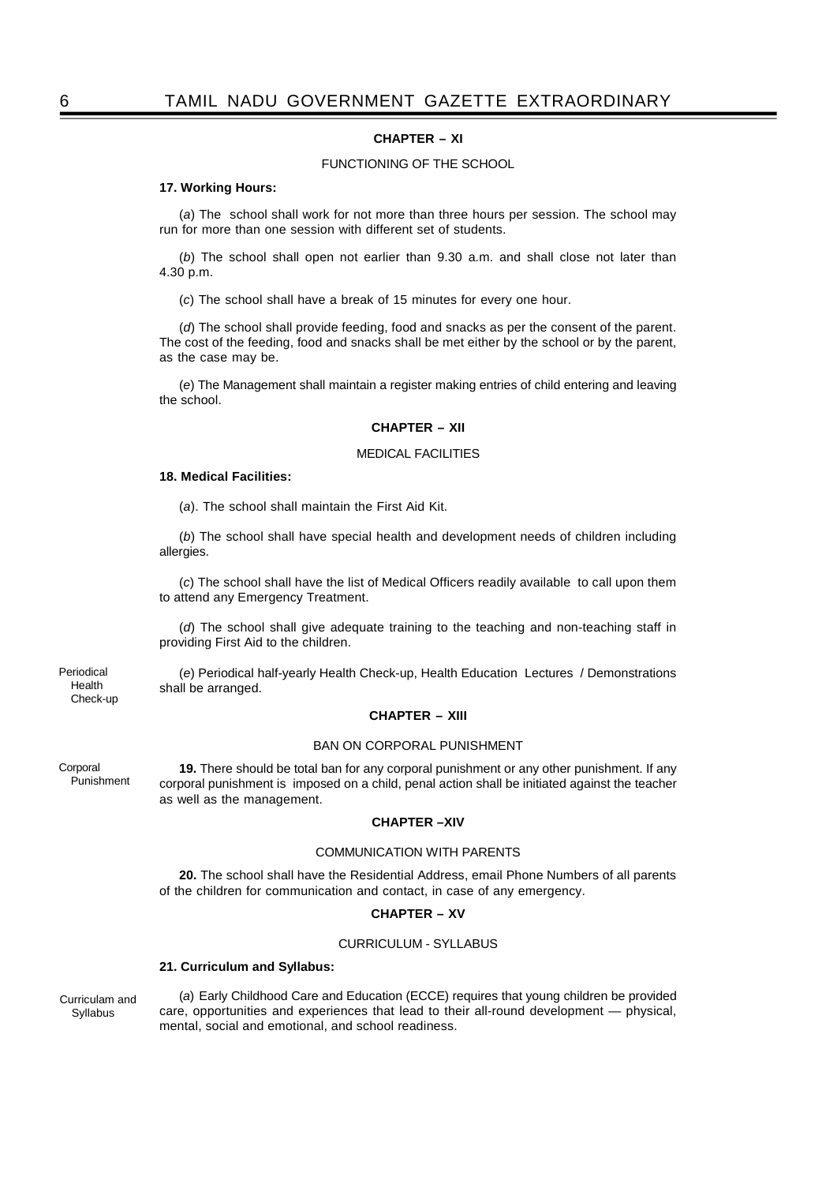## CHAPTER – XI

FUNCTIONING OF THE SCHOOL

**17. Working Hours:**

(*a*) The school shall work for not more than three hours per session. The school may run for more than one session with different set of students.

(*b*) The school shall open not earlier than 9.30 a.m. and shall close not later than 4.30 p.m.

(*c*) The school shall have a break of 15 minutes for every one hour.

(*d*) The school shall provide feeding, food and snacks as per the consent of the parent. The cost of the feeding, food and snacks shall be met either by the school or by the parent, as the case may be.

(*e*) The Management shall maintain a register making entries of child entering and leaving the school.

## CHAPTER – XII

MEDICAL FACILITIES

**18. Medical Facilities:**

(*a*). The school shall maintain the First Aid Kit.

(*b*) The school shall have special health and development needs of children including allergies.

(*c*) The school shall have the list of Medical Officers readily available to call upon them to attend any Emergency Treatment.

(*d*) The school shall give adequate training to the teaching and non-teaching staff in providing First Aid to the children.

Periodical Health Check-up

(*e*) Periodical half-yearly Health Check-up, Health Education Lectures / Demonstrations shall be arranged.

## CHAPTER – XIII

BAN ON CORPORAL PUNISHMENT

Corporal Punishment

**19.** There should be total ban for any corporal punishment or any other punishment. If any corporal punishment is imposed on a child, penal action shall be initiated against the teacher as well as the management.

## CHAPTER –XIV

COMMUNICATION WITH PARENTS

**20.** The school shall have the Residential Address, email Phone Numbers of all parents of the children for communication and contact, in case of any emergency.

## CHAPTER – XV

CURRICULUM - SYLLABUS

**21. Curriculum and Syllabus:**

Curriculam and Syllabus

(*a*) Early Childhood Care and Education (ECCE) requires that young children be provided care, opportunities and experiences that lead to their all-round development — physical, mental, social and emotional, and school readiness.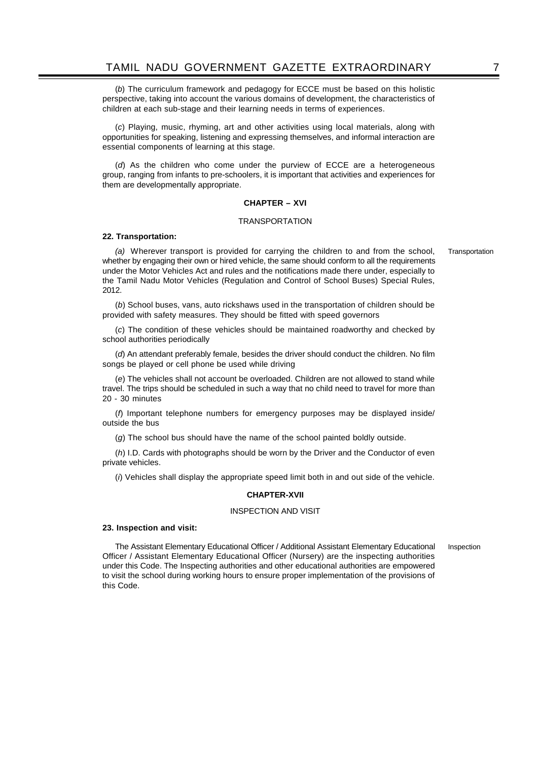(*b*) The curriculum framework and pedagogy for ECCE must be based on this holistic perspective, taking into account the various domains of development, the characteristics of children at each sub-stage and their learning needs in terms of experiences.

(*c*) Playing, music, rhyming, art and other activities using local materials, along with opportunities for speaking, listening and expressing themselves, and informal interaction are essential components of learning at this stage.

(*d*) As the children who come under the purview of ECCE are a heterogeneous group, ranging from infants to pre-schoolers, it is important that activities and experiences for them are developmentally appropriate.

## CHAPTER – XVI

### TRANSPORTATION

**22. Transportation:**

Transportation

*(a)* Wherever transport is provided for carrying the children to and from the school, whether by engaging their own or hired vehicle, the same should conform to all the requirements under the Motor Vehicles Act and rules and the notifications made there under, especially to the Tamil Nadu Motor Vehicles (Regulation and Control of School Buses) Special Rules, 2012.

(*b*) School buses, vans, auto rickshaws used in the transportation of children should be provided with safety measures. They should be fitted with speed governors

(*c*) The condition of these vehicles should be maintained roadworthy and checked by school authorities periodically

(*d*) An attendant preferably female, besides the driver should conduct the children. No film songs be played or cell phone be used while driving

(*e*) The vehicles shall not account be overloaded. Children are not allowed to stand while travel. The trips should be scheduled in such a way that no child need to travel for more than 20 - 30 minutes

(*f*) Important telephone numbers for emergency purposes may be displayed inside/ outside the bus

(*g*) The school bus should have the name of the school painted boldly outside.

(*h*) I.D. Cards with photographs should be worn by the Driver and the Conductor of even private vehicles.

(*i*) Vehicles shall display the appropriate speed limit both in and out side of the vehicle.

## CHAPTER-XVII

### INSPECTION AND VISIT

**23. Inspection and visit:**

Inspection

The Assistant Elementary Educational Officer / Additional Assistant Elementary Educational Officer / Assistant Elementary Educational Officer (Nursery) are the inspecting authorities under this Code. The Inspecting authorities and other educational authorities are empowered to visit the school during working hours to ensure proper implementation of the provisions of this Code.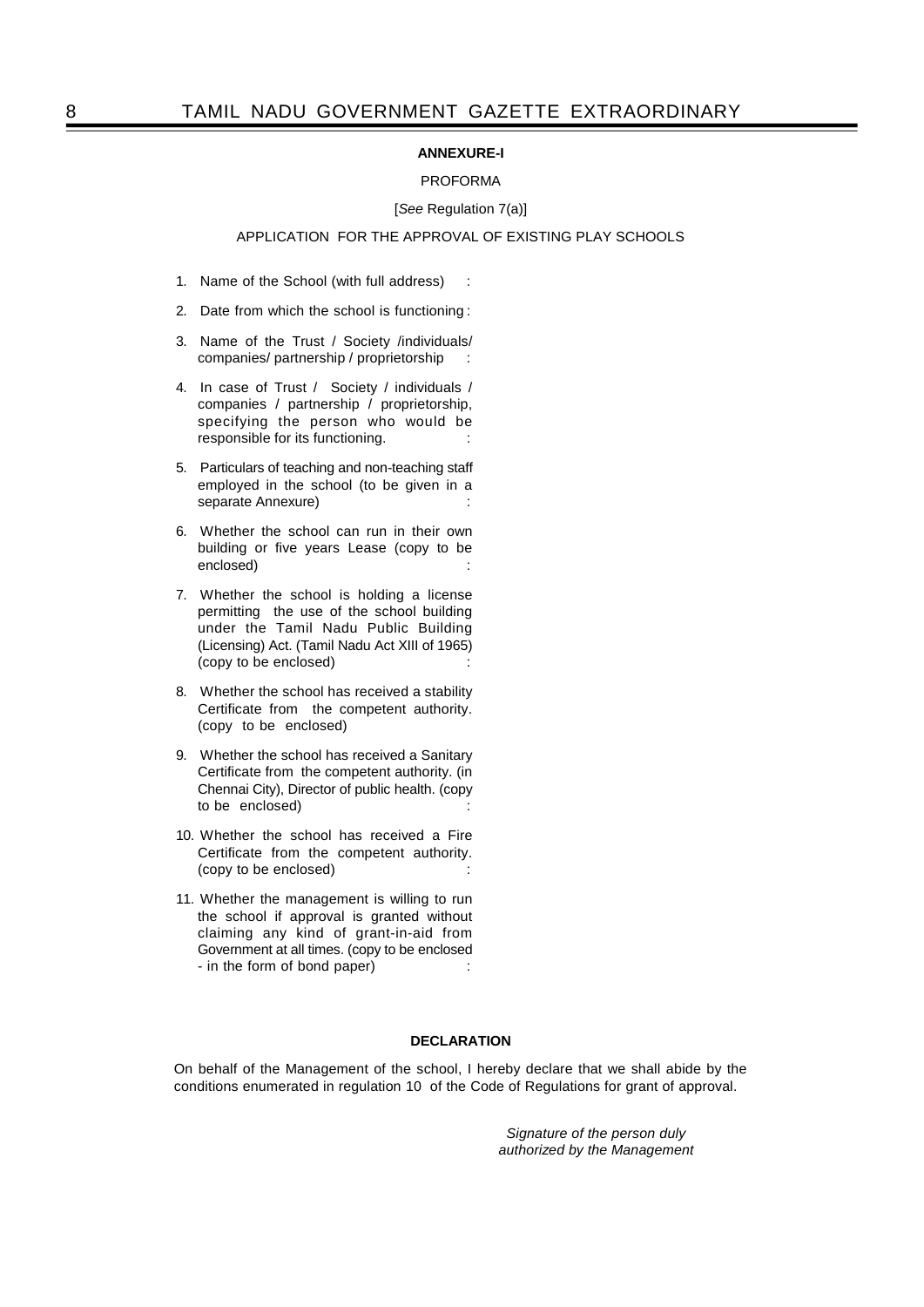**ANNEXURE-I**

PROFORMA

[*See* Regulation 7(a)]

APPLICATION FOR THE APPROVAL OF EXISTING PLAY SCHOOLS

1. Name of the School (with full address) :
2. Date from which the school is functioning :
3. Name of the Trust / Society /individuals/ companies/ partnership / proprietorship :
4. In case of Trust / Society / individuals / companies / partnership / proprietorship, specifying the person who would be responsible for its functioning. :
5. Particulars of teaching and non-teaching staff employed in the school (to be given in a separate Annexure) :
6. Whether the school can run in their own building or five years Lease (copy to be enclosed) :
7. Whether the school is holding a license permitting the use of the school building under the Tamil Nadu Public Building (Licensing) Act. (Tamil Nadu Act XIII of 1965) (copy to be enclosed) :
8. Whether the school has received a stability Certificate from the competent authority. (copy to be enclosed)
9. Whether the school has received a Sanitary Certificate from the competent authority. (in Chennai City), Director of public health. (copy to be enclosed) :
10. Whether the school has received a Fire Certificate from the competent authority. (copy to be enclosed) :
11. Whether the management is willing to run the school if approval is granted without claiming any kind of grant-in-aid from Government at all times. (copy to be enclosed - in the form of bond paper) :

**DECLARATION**

On behalf of the Management of the school, I hereby declare that we shall abide by the conditions enumerated in regulation 10 of the Code of Regulations for grant of approval.

*Signature of the person duly authorized by the Management*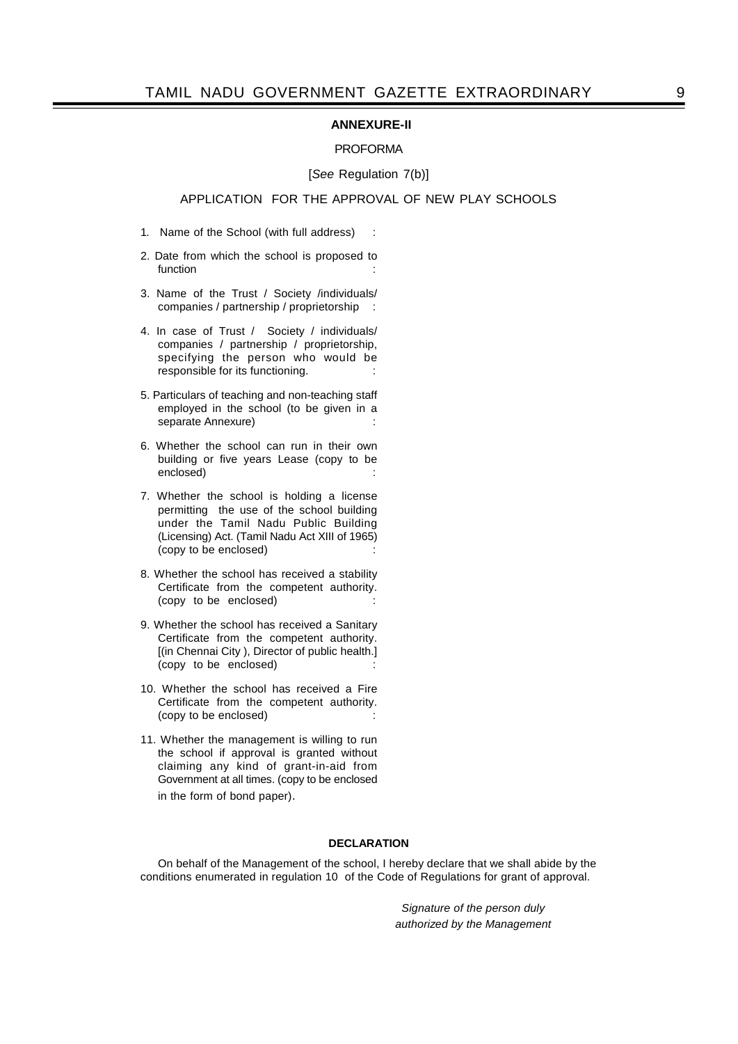## ANNEXURE-II

PROFORMA

[*See* Regulation 7(b)]

APPLICATION FOR THE APPROVAL OF NEW PLAY SCHOOLS

1. Name of the School (with full address) :

2. Date from which the school is proposed to function :

3. Name of the Trust / Society /individuals/ companies / partnership / proprietorship :

4. In case of Trust / Society / individuals/ companies / partnership / proprietorship, specifying the person who would be responsible for its functioning. :

5. Particulars of teaching and non-teaching staff employed in the school (to be given in a separate Annexure) :

6. Whether the school can run in their own building or five years Lease (copy to be enclosed) :

7. Whether the school is holding a license permitting the use of the school building under the Tamil Nadu Public Building (Licensing) Act. (Tamil Nadu Act XIII of 1965) (copy to be enclosed) :

8. Whether the school has received a stability Certificate from the competent authority. (copy to be enclosed) :

9. Whether the school has received a Sanitary Certificate from the competent authority. [(in Chennai City ), Director of public health.] (copy to be enclosed) :

10. Whether the school has received a Fire Certificate from the competent authority. (copy to be enclosed) :

11. Whether the management is willing to run the school if approval is granted without claiming any kind of grant-in-aid from Government at all times. (copy to be enclosed in the form of bond paper).

**DECLARATION**

On behalf of the Management of the school, I hereby declare that we shall abide by the conditions enumerated in regulation 10 of the Code of Regulations for grant of approval.

*Signature of the person duly authorized by the Management*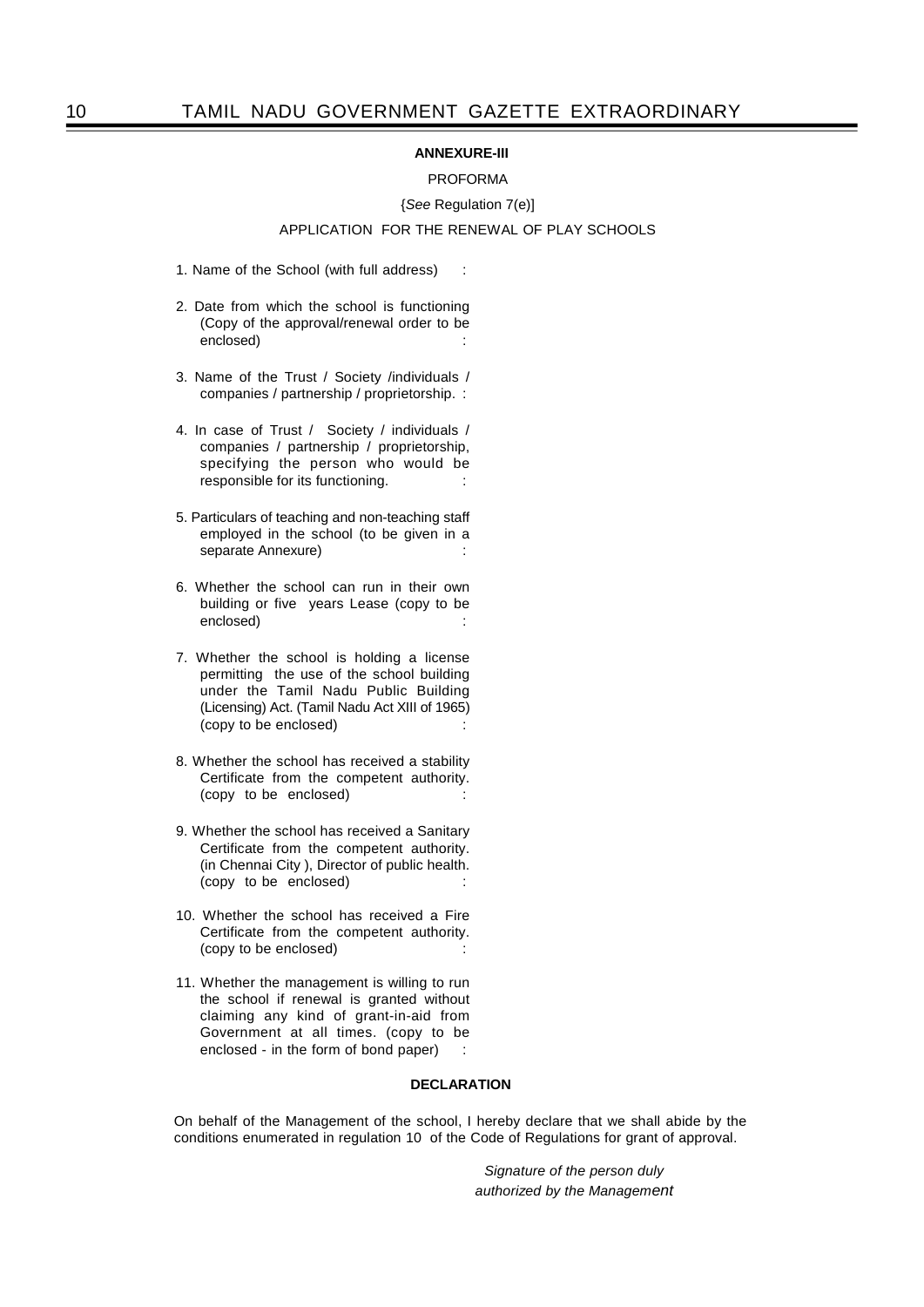**ANNEXURE-III**

PROFORMA

{*See* Regulation 7(e)]

APPLICATION FOR THE RENEWAL OF PLAY SCHOOLS

1. Name of the School (with full address) :

2. Date from which the school is functioning (Copy of the approval/renewal order to be enclosed) :

3. Name of the Trust / Society /individuals / companies / partnership / proprietorship. :

4. In case of Trust / Society / individuals / companies / partnership / proprietorship, specifying the person who would be responsible for its functioning. :

5. Particulars of teaching and non-teaching staff employed in the school (to be given in a separate Annexure) :

6. Whether the school can run in their own building or five years Lease (copy to be enclosed) :

7. Whether the school is holding a license permitting the use of the school building under the Tamil Nadu Public Building (Licensing) Act. (Tamil Nadu Act XIII of 1965) (copy to be enclosed) :

8. Whether the school has received a stability Certificate from the competent authority. (copy to be enclosed) :

9. Whether the school has received a Sanitary Certificate from the competent authority. (in Chennai City ), Director of public health. (copy to be enclosed) :

10. Whether the school has received a Fire Certificate from the competent authority. (copy to be enclosed) :

11. Whether the management is willing to run the school if renewal is granted without claiming any kind of grant-in-aid from Government at all times. (copy to be enclosed - in the form of bond paper) :

**DECLARATION**

On behalf of the Management of the school, I hereby declare that we shall abide by the conditions enumerated in regulation 10 of the Code of Regulations for grant of approval.

*Signature of the person duly authorized by the Management*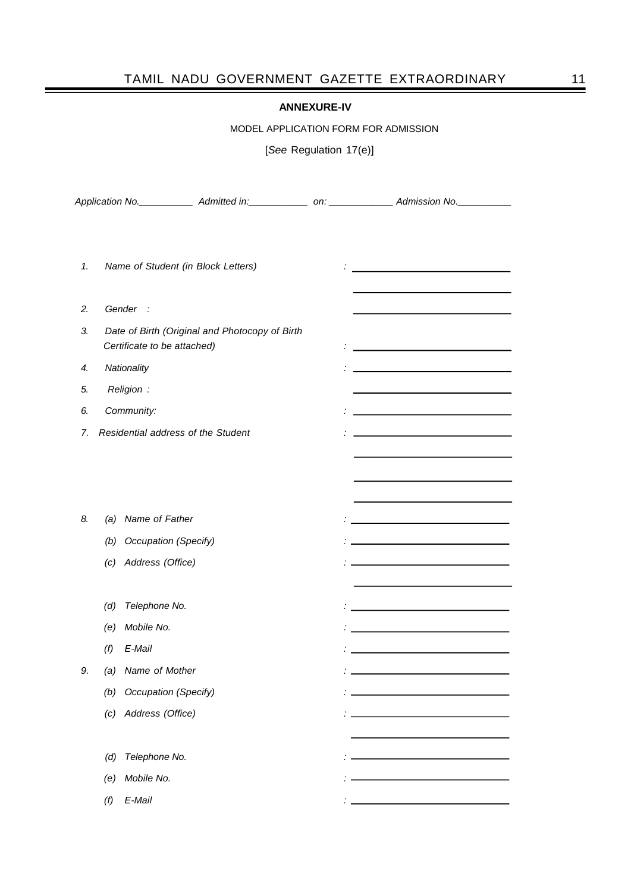**ANNEXURE-IV**

MODEL APPLICATION FORM FOR ADMISSION

[*See* Regulation 17(e)]

*Application No.__________ Admitted in:___________ on: ____________ Admission No.__________*

1. *Name of Student (in Block Letters)* : ____________________________

   ____________________________

2. *Gender :* ____________________________

3. *Date of Birth (Original and Photocopy of Birth Certificate to be attached)* : ____________________________

4. *Nationality* : ____________________________

5. *Religion :* ____________________________

6. *Community:* : ____________________________

7. *Residential address of the Student* : ____________________________

   ____________________________

   ____________________________

   ____________________________

8. (a) *Name of Father* : ____________________________

   (b) *Occupation (Specify)* : ____________________________

   (c) *Address (Office)* : ____________________________

   ____________________________

   (d) *Telephone No.* : ____________________________

   (e) *Mobile No.* : ____________________________

   (f) *E-Mail* : ____________________________

9. (a) *Name of Mother* : ____________________________

   (b) *Occupation (Specify)* : ____________________________

   (c) *Address (Office)* : ____________________________

   ____________________________

   (d) *Telephone No.* : ____________________________

   (e) *Mobile No.* : ____________________________

   (f) *E-Mail* : ____________________________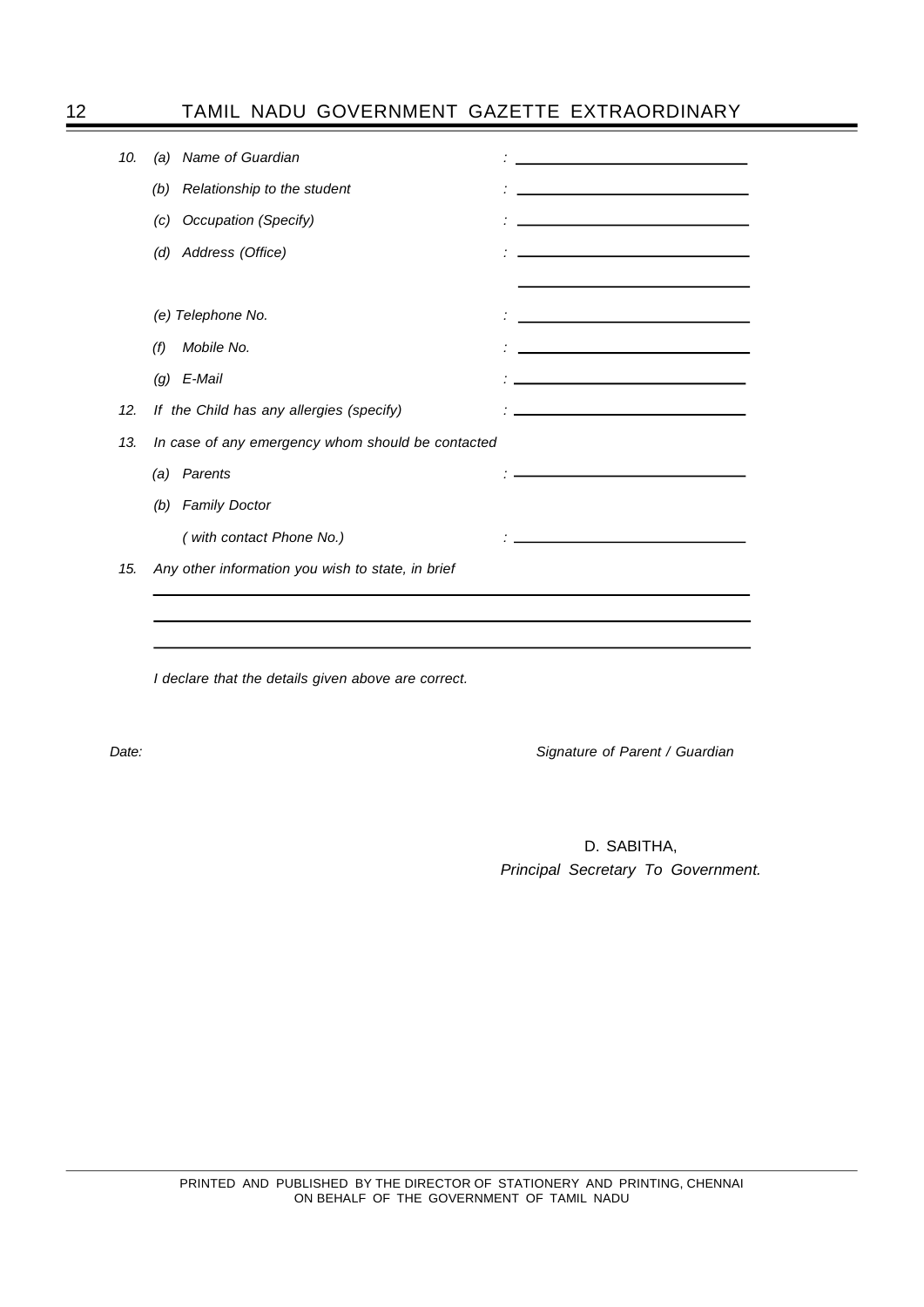10. (a) *Name of Guardian* : ______________________

    (b) *Relationship to the student* : ______________________

    (c) *Occupation (Specify)* : ______________________

    (d) *Address (Office)* : ______________________

    ______________________

    *(e) Telephone No.* : ______________________

    (f) *Mobile No.* : ______________________

    (g) *E-Mail* : ______________________

12. *If the Child has any allergies (specify)* : ______________________

13. *In case of any emergency whom should be contacted*

    (a) *Parents* : ______________________

    (b) *Family Doctor*

    *( with contact Phone No.)* : ______________________

15. *Any other information you wish to state, in brief*

______________________________________________

______________________________________________

______________________________________________

*I declare that the details given above are correct.*

*Date:* *Signature of Parent / Guardian*

D. SABITHA,
*Principal Secretary To Government.*

PRINTED AND PUBLISHED BY THE DIRECTOR OF STATIONERY AND PRINTING, CHENNAI ON BEHALF OF THE GOVERNMENT OF TAMIL NADU